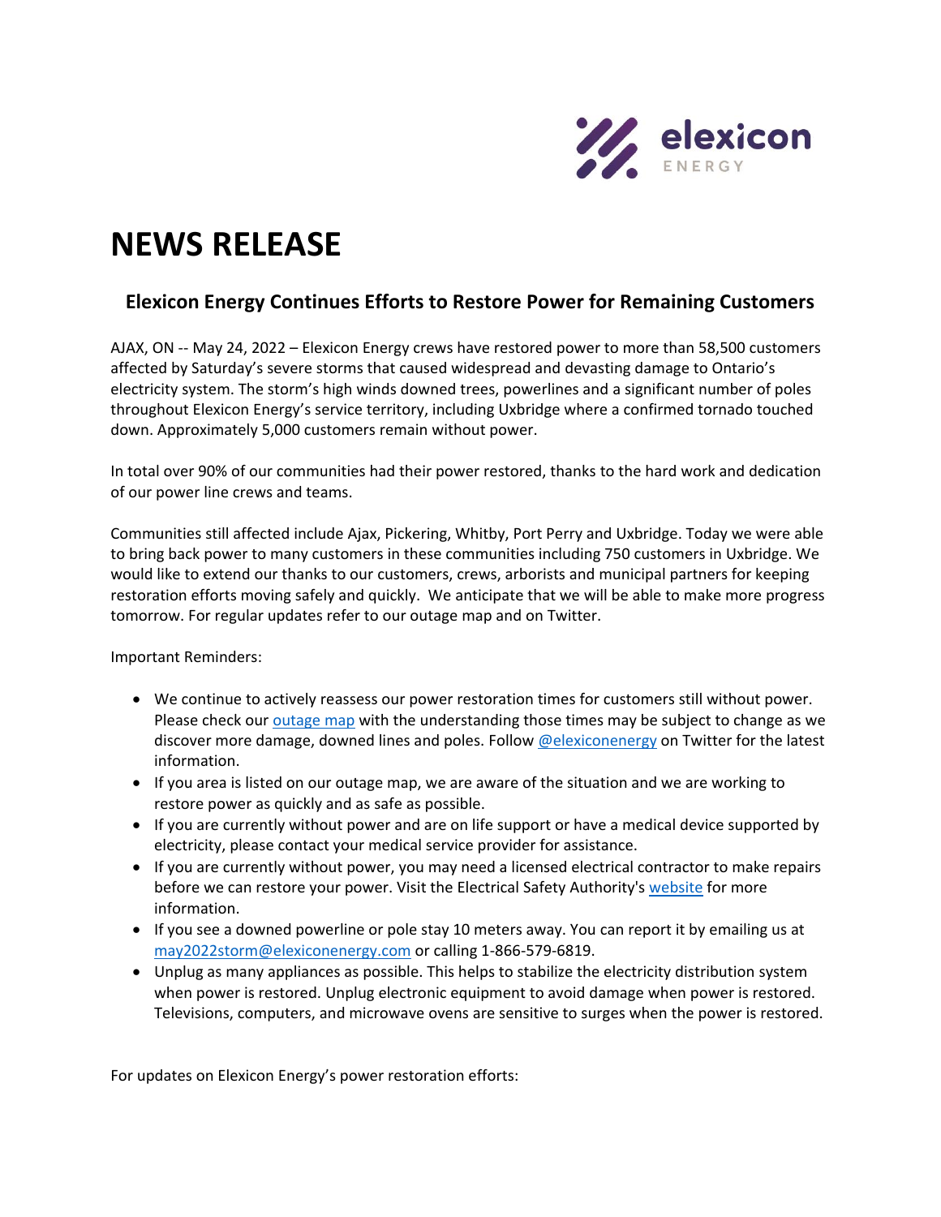# NEWS RELEASE

## Elexicon Energy Continues Efforts to Restore Power for Remaining Customers

AJAX, ON -- May 24, 2022 – Elexicon Energy crews have restored power to more than 58,500 customers affected by Saturday's severe storms that caused widespread and devasting damage to Ontario's electricity system. The storm's high winds downed trees, powerlines and a significant number of poles throughout Elexicon Energy's service territory, including Uxbridge where a confirmed tornado touched down. Approximately 5,000 customers remain without power.

In total over 90% of our communities had their power restored, thanks to the hard work and dedication of our power line crews and teams.

Communities still affected include Ajax, Pickering, Whitby, Port Perry and Uxbridge. Today we were able to bring back power to many customers in these communities including 750 customers in Uxbridge. We would like to extend our thanks to our customers, crews, arborists and municipal partners for keeping restoration efforts moving safely and quickly. We anticipate that we will be able to make more progress tomorrow. For regular updates refer to our outage map and on Twitter.

Important Reminders:

- We continue to actively reassess our power restoration times for customers still without power. Please check our outage map with the understanding those times may be subject to change as we discover more damage, downed lines and poles. Follow @elexiconenergy on Twitter for the latest information.
- If you area is listed on our outage map, we are aware of the situation and we are working to restore power as quickly and as safe as possible.
- If you are currently without power and are on life support or have a medical device supported by electricity, please contact your medical service provider for assistance.
- If you are currently without power, you may need a licensed electrical contractor to make repairs before we can restore your power. Visit the Electrical Safety Authority's website for more information.
- If you see a downed powerline or pole stay 10 meters away. You can report it by emailing us at may2022storm@elexiconenergy.com or calling 1-866-579-6819.
- Unplug as many appliances as possible. This helps to stabilize the electricity distribution system when power is restored. Unplug electronic equipment to avoid damage when power is restored. Televisions, computers, and microwave ovens are sensitive to surges when the power is restored.

For updates on Elexicon Energy's power restoration efforts: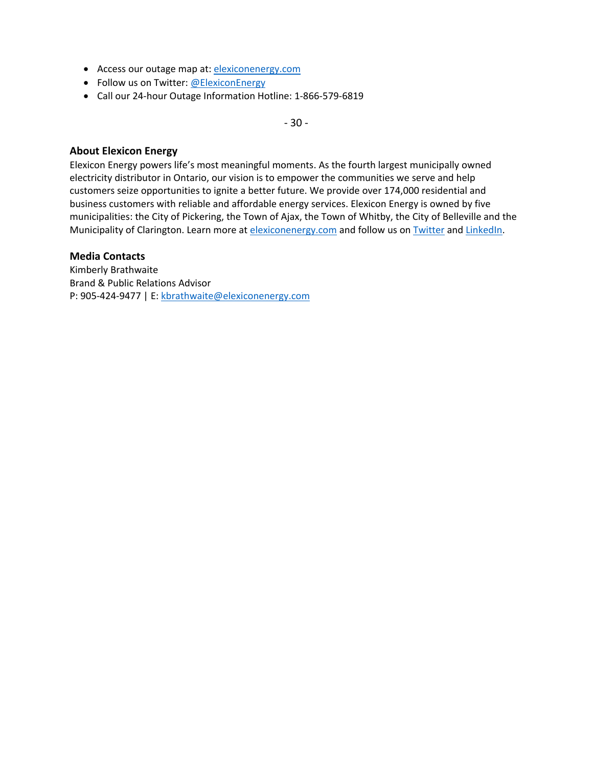- Access our outage map at: elexiconenergy.com
- Follow us on Twitter: @ElexiconEnergy
- Call our 24-hour Outage Information Hotline: 1-866-579-6819

- 30 -

**About Elexicon Energy**

Elexicon Energy powers life's most meaningful moments. As the fourth largest municipally owned electricity distributor in Ontario, our vision is to empower the communities we serve and help customers seize opportunities to ignite a better future. We provide over 174,000 residential and business customers with reliable and affordable energy services. Elexicon Energy is owned by five municipalities: the City of Pickering, the Town of Ajax, the Town of Whitby, the City of Belleville and the Municipality of Clarington. Learn more at elexiconenergy.com and follow us on Twitter and LinkedIn.

**Media Contacts**

Kimberly Brathwaite
Brand & Public Relations Advisor
P: 905-424-9477 | E: kbrathwaite@elexiconenergy.com